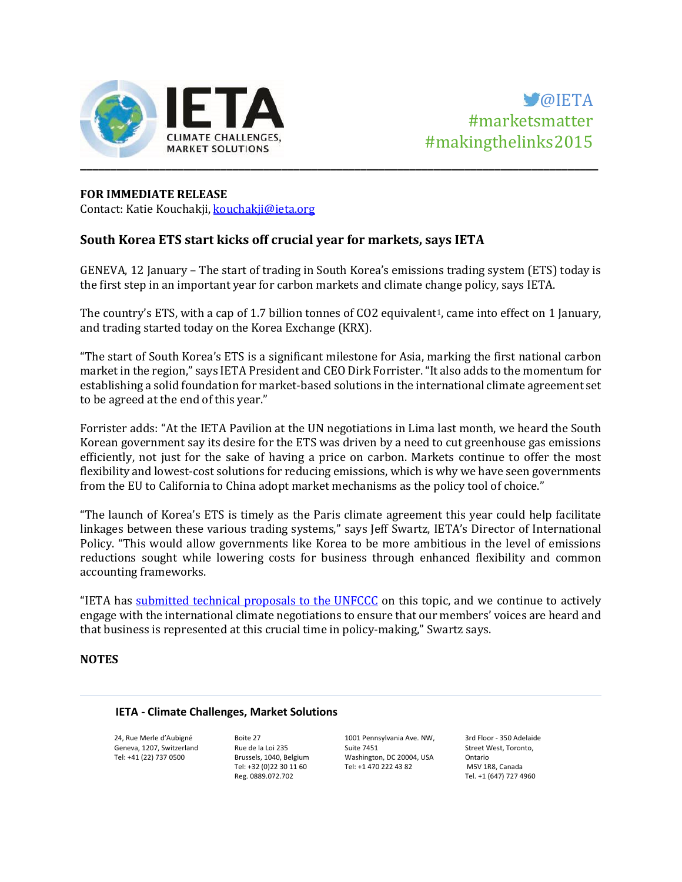@IETA
#marketsmatter
#makingthelinks2015

**FOR IMMEDIATE RELEASE**
Contact: Katie Kouchakji, [kouchakji@ieta.org](mailto:kouchakji@ieta.org)

## South Korea ETS start kicks off crucial year for markets, says IETA

GENEVA, 12 January – The start of trading in South Korea's emissions trading system (ETS) today is the first step in an important year for carbon markets and climate change policy, says IETA.

The country's ETS, with a cap of 1.7 billion tonnes of $CO_2$ equivalent[1], came into effect on 1 January, and trading started today on the Korea Exchange (KRX).

"The start of South Korea's ETS is a significant milestone for Asia, marking the first national carbon market in the region," says IETA President and CEO Dirk Forrister. "It also adds to the momentum for establishing a solid foundation for market-based solutions in the international climate agreement set to be agreed at the end of this year."

Forrister adds: "At the IETA Pavilion at the UN negotiations in Lima last month, we heard the South Korean government say its desire for the ETS was driven by a need to cut greenhouse gas emissions efficiently, not just for the sake of having a price on carbon. Markets continue to offer the most flexibility and lowest-cost solutions for reducing emissions, which is why we have seen governments from the EU to California to China adopt market mechanisms as the policy tool of choice."

"The launch of Korea's ETS is timely as the Paris climate agreement this year could help facilitate linkages between these various trading systems," says Jeff Swartz, IETA's Director of International Policy. "This would allow governments like Korea to be more ambitious in the level of emissions reductions sought while lowering costs for business through enhanced flexibility and common accounting frameworks.

"IETA has submitted technical proposals to the UNFCCC on this topic, and we continue to actively engage with the international climate negotiations to ensure that our members' voices are heard and that business is represented at this crucial time in policy-making," Swartz says.

**NOTES**

**IETA - Climate Challenges, Market Solutions**

24, Rue Merle d'Aubigné
Geneva, 1207, Switzerland
Tel: +41 (22) 737 0500

Boite 27
Rue de la Loi 235
Brussels, 1040, Belgium
Tel: +32 (0)22 30 11 60
Reg. 0889.072.702

1001 Pennsylvania Ave. NW,
Suite 7451
Washington, DC 20004, USA
Tel: +1 470 222 43 82

3rd Floor - 350 Adelaide
Street West, Toronto,
Ontario
M5V 1R8, Canada
Tel. +1 (647) 727 4960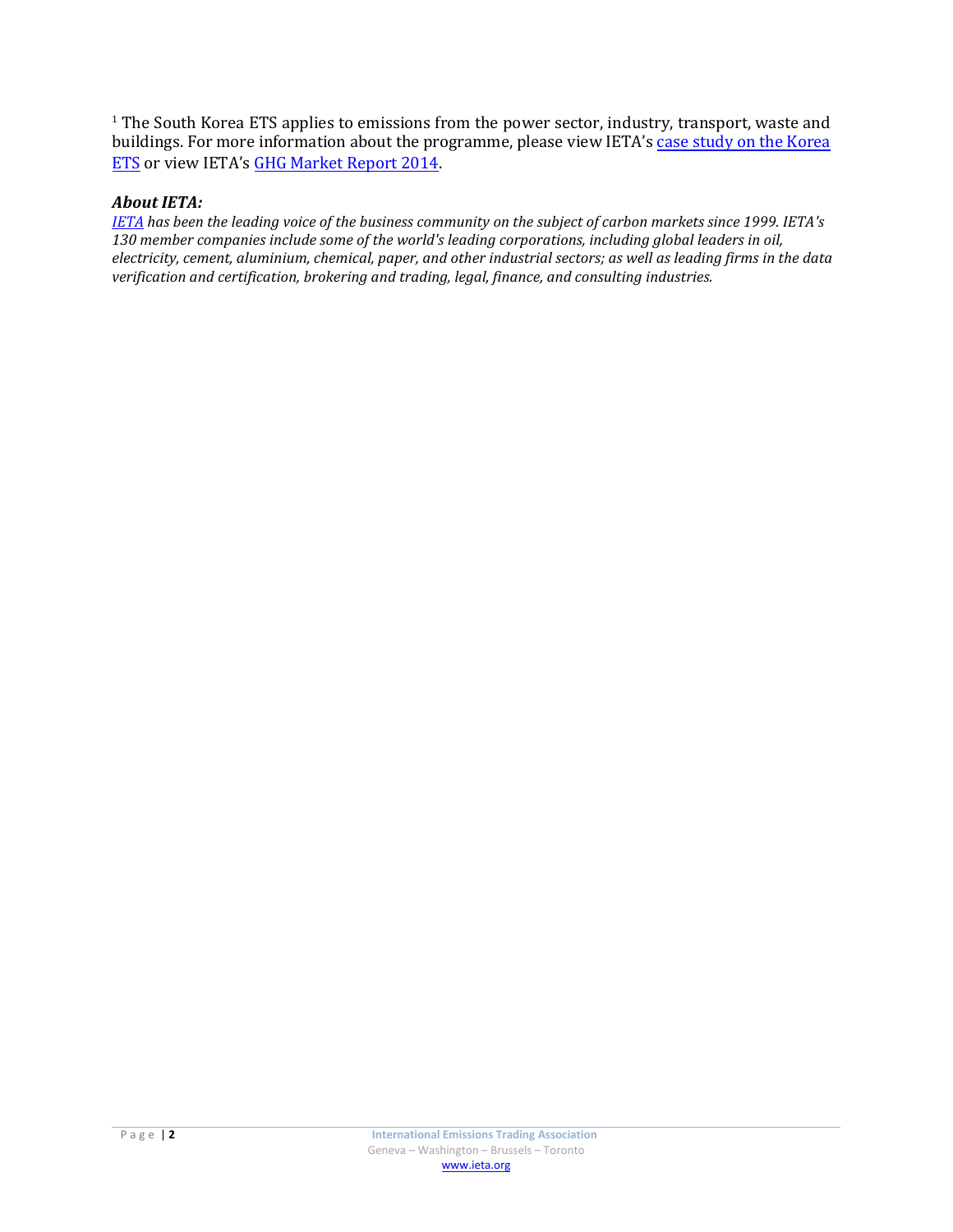[1] The South Korea ETS applies to emissions from the power sector, industry, transport, waste and buildings. For more information about the programme, please view IETA's case study on the Korea ETS or view IETA's GHG Market Report 2014.

### *About IETA:*

*IETA has been the leading voice of the business community on the subject of carbon markets since 1999. IETA's 130 member companies include some of the world's leading corporations, including global leaders in oil, electricity, cement, aluminium, chemical, paper, and other industrial sectors; as well as leading firms in the data verification and certification, brokering and trading, legal, finance, and consulting industries.*